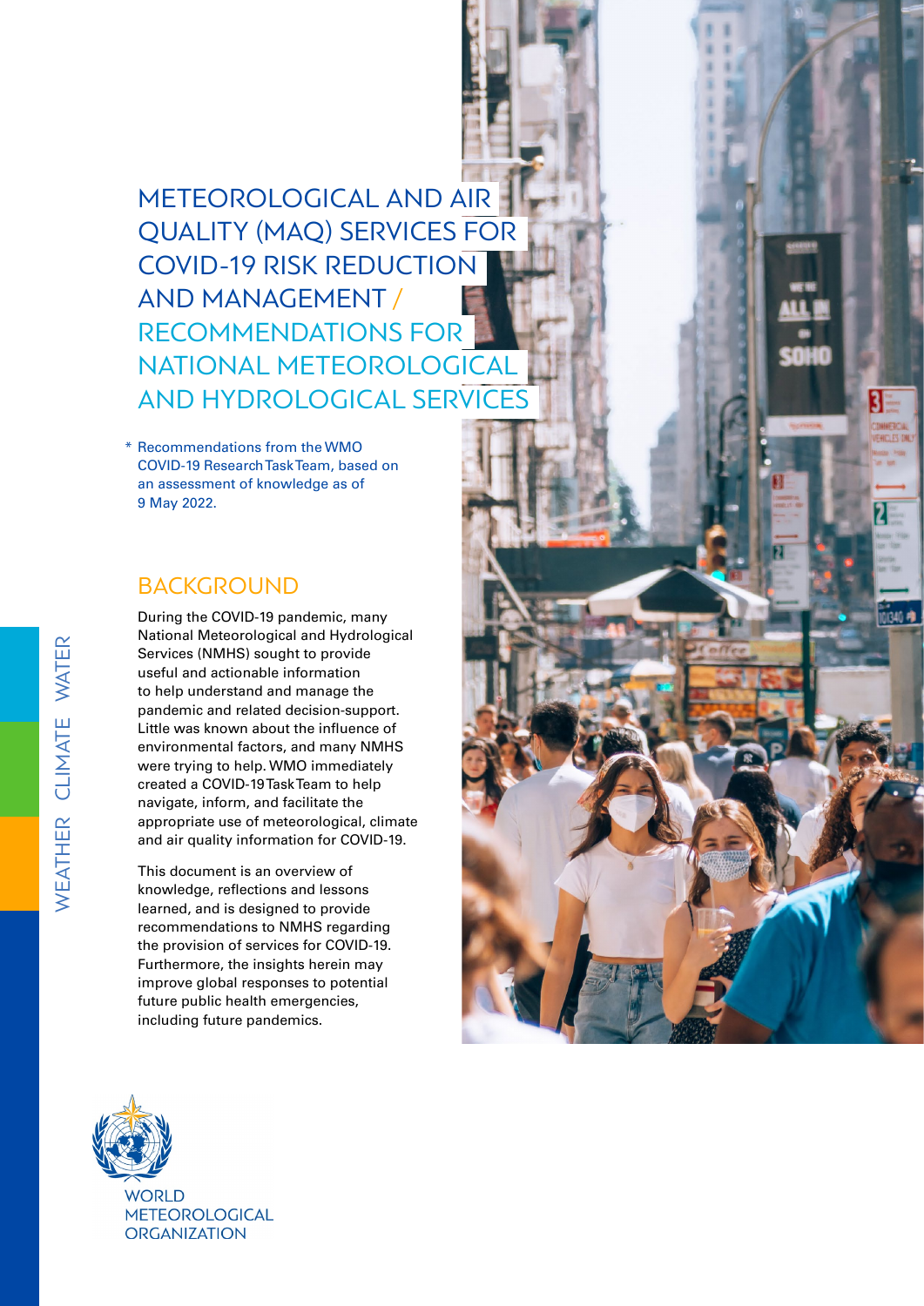# METEOROLOGICAL AND AIR QUALITY (MAQ) SERVICES FOR COVID-19 RISK REDUCTION AND MANAGEMENT / RECOMMENDATIONS FOR NATIONAL METEOROLOGICAL AND HYDROLOGICAL SERVICES

* Recommendations from the WMO COVID-19 Research Task Team, based on an assessment of knowledge as of 9 May 2022.

## BACKGROUND

During the COVID-19 pandemic, many National Meteorological and Hydrological Services (NMHS) sought to provide useful and actionable information to help understand and manage the pandemic and related decision-support. Little was known about the influence of environmental factors, and many NMHS were trying to help. WMO immediately created a COVID-19 Task Team to help navigate, inform, and facilitate the appropriate use of meteorological, climate and air quality information for COVID-19.

This document is an overview of knowledge, reflections and lessons learned, and is designed to provide recommendations to NMHS regarding the provision of services for COVID-19. Furthermore, the insights herein may improve global responses to potential future public health emergencies, including future pandemics.

WEATHER CLIMATE WATER

WORLD METEOROLOGICAL ORGANIZATION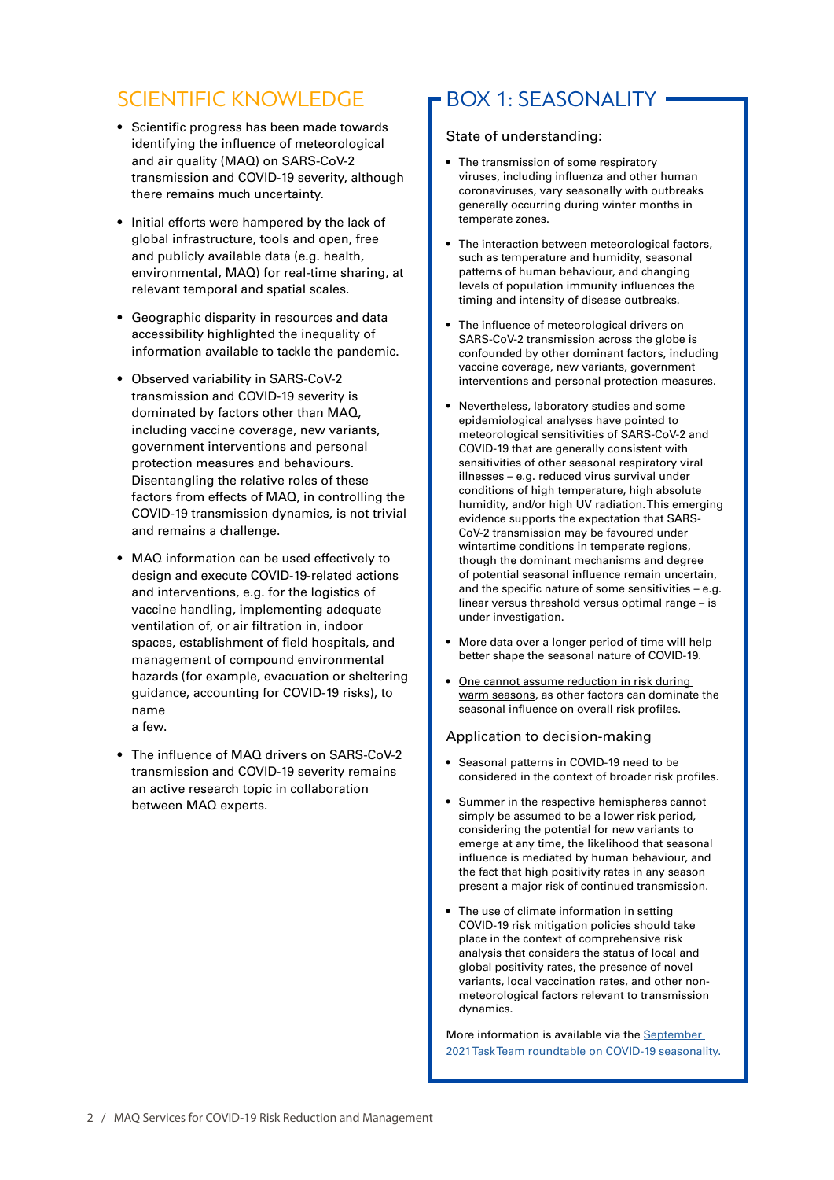## SCIENTIFIC KNOWLEDGE

- Scientific progress has been made towards identifying the influence of meteorological and air quality (MAQ) on SARS-CoV-2 transmission and COVID-19 severity, although there remains much uncertainty.
- Initial efforts were hampered by the lack of global infrastructure, tools and open, free and publicly available data (e.g. health, environmental, MAQ) for real-time sharing, at relevant temporal and spatial scales.
- Geographic disparity in resources and data accessibility highlighted the inequality of information available to tackle the pandemic.
- Observed variability in SARS-CoV-2 transmission and COVID-19 severity is dominated by factors other than MAQ, including vaccine coverage, new variants, government interventions and personal protection measures and behaviours. Disentangling the relative roles of these factors from effects of MAQ, in controlling the COVID-19 transmission dynamics, is not trivial and remains a challenge.
- MAQ information can be used effectively to design and execute COVID-19-related actions and interventions, e.g. for the logistics of vaccine handling, implementing adequate ventilation of, or air filtration in, indoor spaces, establishment of field hospitals, and management of compound environmental hazards (for example, evacuation or sheltering guidance, accounting for COVID-19 risks), to name a few.
- The influence of MAQ drivers on SARS-CoV-2 transmission and COVID-19 severity remains an active research topic in collaboration between MAQ experts.

## BOX 1: SEASONALITY

### State of understanding:

- The transmission of some respiratory viruses, including influenza and other human coronaviruses, vary seasonally with outbreaks generally occurring during winter months in temperate zones.
- The interaction between meteorological factors, such as temperature and humidity, seasonal patterns of human behaviour, and changing levels of population immunity influences the timing and intensity of disease outbreaks.
- The influence of meteorological drivers on SARS-CoV-2 transmission across the globe is confounded by other dominant factors, including vaccine coverage, new variants, government interventions and personal protection measures.
- Nevertheless, laboratory studies and some epidemiological analyses have pointed to meteorological sensitivities of SARS-CoV-2 and COVID-19 that are generally consistent with sensitivities of other seasonal respiratory viral illnesses – e.g. reduced virus survival under conditions of high temperature, high absolute humidity, and/or high UV radiation. This emerging evidence supports the expectation that SARS-CoV-2 transmission may be favoured under wintertime conditions in temperate regions, though the dominant mechanisms and degree of potential seasonal influence remain uncertain, and the specific nature of some sensitivities – e.g. linear versus threshold versus optimal range – is under investigation.
- More data over a longer period of time will help better shape the seasonal nature of COVID-19.
- One cannot assume reduction in risk during warm seasons, as other factors can dominate the seasonal influence on overall risk profiles.

### Application to decision-making

- Seasonal patterns in COVID-19 need to be considered in the context of broader risk profiles.
- Summer in the respective hemispheres cannot simply be assumed to be a lower risk period, considering the potential for new variants to emerge at any time, the likelihood that seasonal influence is mediated by human behaviour, and the fact that high positivity rates in any season present a major risk of continued transmission.
- The use of climate information in setting COVID-19 risk mitigation policies should take place in the context of comprehensive risk analysis that considers the status of local and global positivity rates, the presence of novel variants, local vaccination rates, and other non-meteorological factors relevant to transmission dynamics.

More information is available via the September 2021 Task Team roundtable on COVID-19 seasonality.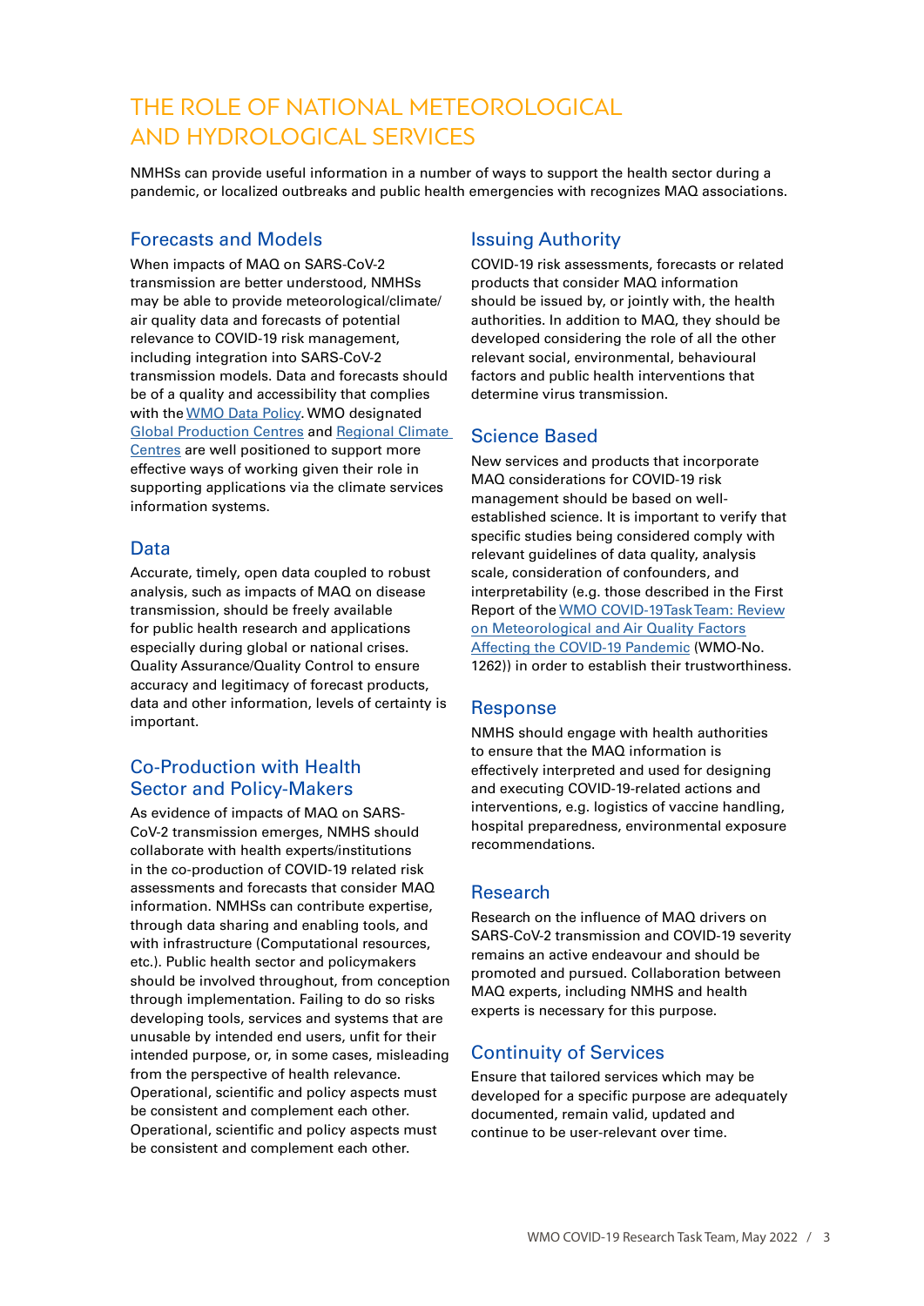# THE ROLE OF NATIONAL METEOROLOGICAL AND HYDROLOGICAL SERVICES

NMHSs can provide useful information in a number of ways to support the health sector during a pandemic, or localized outbreaks and public health emergencies with recognizes MAQ associations.

## Forecasts and Models

When impacts of MAQ on SARS-CoV-2 transmission are better understood, NMHSs may be able to provide meteorological/climate/air quality data and forecasts of potential relevance to COVID-19 risk management, including integration into SARS-CoV-2 transmission models. Data and forecasts should be of a quality and accessibility that complies with the WMO Data Policy. WMO designated Global Production Centres and Regional Climate Centres are well positioned to support more effective ways of working given their role in supporting applications via the climate services information systems.

## Data

Accurate, timely, open data coupled to robust analysis, such as impacts of MAQ on disease transmission, should be freely available for public health research and applications especially during global or national crises. Quality Assurance/Quality Control to ensure accuracy and legitimacy of forecast products, data and other information, levels of certainty is important.

## Co-Production with Health Sector and Policy-Makers

As evidence of impacts of MAQ on SARS-CoV-2 transmission emerges, NMHS should collaborate with health experts/institutions in the co-production of COVID-19 related risk assessments and forecasts that consider MAQ information. NMHSs can contribute expertise, through data sharing and enabling tools, and with infrastructure (Computational resources, etc.). Public health sector and policymakers should be involved throughout, from conception through implementation. Failing to do so risks developing tools, services and systems that are unusable by intended end users, unfit for their intended purpose, or, in some cases, misleading from the perspective of health relevance. Operational, scientific and policy aspects must be consistent and complement each other. Operational, scientific and policy aspects must be consistent and complement each other.

## Issuing Authority

COVID-19 risk assessments, forecasts or related products that consider MAQ information should be issued by, or jointly with, the health authorities. In addition to MAQ, they should be developed considering the role of all the other relevant social, environmental, behavioural factors and public health interventions that determine virus transmission.

## Science Based

New services and products that incorporate MAQ considerations for COVID-19 risk management should be based on well-established science. It is important to verify that specific studies being considered comply with relevant guidelines of data quality, analysis scale, consideration of confounders, and interpretability (e.g. those described in the First Report of the WMO COVID-19 Task Team: Review on Meteorological and Air Quality Factors Affecting the COVID-19 Pandemic (WMO-No. 1262)) in order to establish their trustworthiness.

## Response

NMHS should engage with health authorities to ensure that the MAQ information is effectively interpreted and used for designing and executing COVID-19-related actions and interventions, e.g. logistics of vaccine handling, hospital preparedness, environmental exposure recommendations.

## Research

Research on the influence of MAQ drivers on SARS-CoV-2 transmission and COVID-19 severity remains an active endeavour and should be promoted and pursued. Collaboration between MAQ experts, including NMHS and health experts is necessary for this purpose.

## Continuity of Services

Ensure that tailored services which may be developed for a specific purpose are adequately documented, remain valid, updated and continue to be user-relevant over time.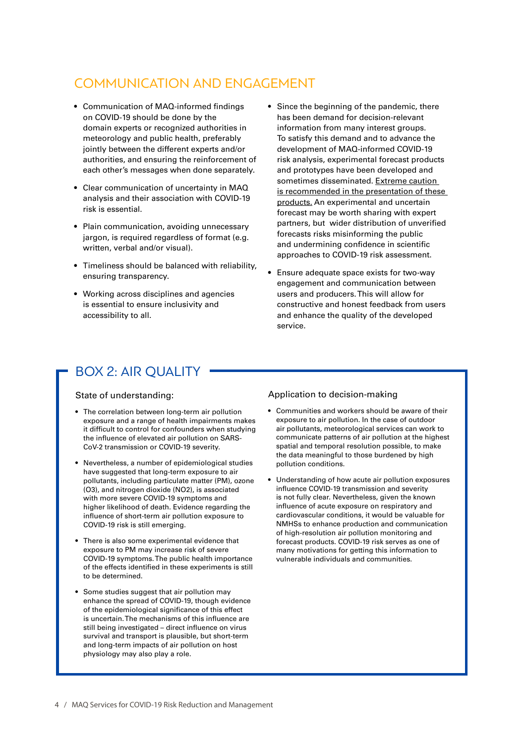## COMMUNICATION AND ENGAGEMENT

- Communication of MAQ-informed findings on COVID-19 should be done by the domain experts or recognized authorities in meteorology and public health, preferably jointly between the different experts and/or authorities, and ensuring the reinforcement of each other's messages when done separately.
- Clear communication of uncertainty in MAQ analysis and their association with COVID-19 risk is essential.
- Plain communication, avoiding unnecessary jargon, is required regardless of format (e.g. written, verbal and/or visual).
- Timeliness should be balanced with reliability, ensuring transparency.
- Working across disciplines and agencies is essential to ensure inclusivity and accessibility to all.
- Since the beginning of the pandemic, there has been demand for decision-relevant information from many interest groups. To satisfy this demand and to advance the development of MAQ-informed COVID-19 risk analysis, experimental forecast products and prototypes have been developed and sometimes disseminated. Extreme caution is recommended in the presentation of these products. An experimental and uncertain forecast may be worth sharing with expert partners, but wider distribution of unverified forecasts risks misinforming the public and undermining confidence in scientific approaches to COVID-19 risk assessment.
- Ensure adequate space exists for two-way engagement and communication between users and producers. This will allow for constructive and honest feedback from users and enhance the quality of the developed service.

## BOX 2: AIR QUALITY

### State of understanding:

- The correlation between long-term air pollution exposure and a range of health impairments makes it difficult to control for confounders when studying the influence of elevated air pollution on SARS-CoV-2 transmission or COVID-19 severity.
- Nevertheless, a number of epidemiological studies have suggested that long-term exposure to air pollutants, including particulate matter (PM), ozone ($O_3$), and nitrogen dioxide ($NO_2$), is associated with more severe COVID-19 symptoms and higher likelihood of death. Evidence regarding the influence of short-term air pollution exposure to COVID-19 risk is still emerging.
- There is also some experimental evidence that exposure to PM may increase risk of severe COVID-19 symptoms. The public health importance of the effects identified in these experiments is still to be determined.
- Some studies suggest that air pollution may enhance the spread of COVID-19, though evidence of the epidemiological significance of this effect is uncertain. The mechanisms of this influence are still being investigated – direct influence on virus survival and transport is plausible, but short-term and long-term impacts of air pollution on host physiology may also play a role.

### Application to decision-making

- Communities and workers should be aware of their exposure to air pollution. In the case of outdoor air pollutants, meteorological services can work to communicate patterns of air pollution at the highest spatial and temporal resolution possible, to make the data meaningful to those burdened by high pollution conditions.
- Understanding of how acute air pollution exposures influence COVID-19 transmission and severity is not fully clear. Nevertheless, given the known influence of acute exposure on respiratory and cardiovascular conditions, it would be valuable for NMHSs to enhance production and communication of high-resolution air pollution monitoring and forecast products. COVID-19 risk serves as one of many motivations for getting this information to vulnerable individuals and communities.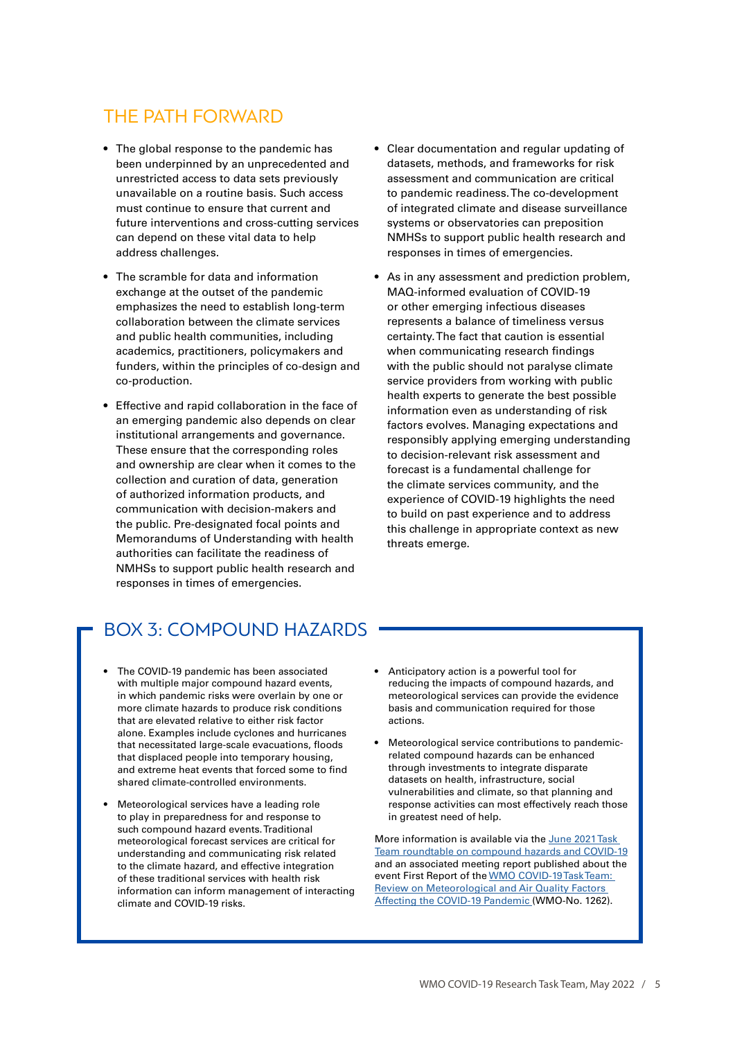## THE PATH FORWARD

- The global response to the pandemic has been underpinned by an unprecedented and unrestricted access to data sets previously unavailable on a routine basis. Such access must continue to ensure that current and future interventions and cross-cutting services can depend on these vital data to help address challenges.

- The scramble for data and information exchange at the outset of the pandemic emphasizes the need to establish long-term collaboration between the climate services and public health communities, including academics, practitioners, policymakers and funders, within the principles of co-design and co-production.

- Effective and rapid collaboration in the face of an emerging pandemic also depends on clear institutional arrangements and governance. These ensure that the corresponding roles and ownership are clear when it comes to the collection and curation of data, generation of authorized information products, and communication with decision-makers and the public. Pre-designated focal points and Memorandums of Understanding with health authorities can facilitate the readiness of NMHSs to support public health research and responses in times of emergencies.

- Clear documentation and regular updating of datasets, methods, and frameworks for risk assessment and communication are critical to pandemic readiness. The co-development of integrated climate and disease surveillance systems or observatories can preposition NMHSs to support public health research and responses in times of emergencies.

- As in any assessment and prediction problem, MAQ-informed evaluation of COVID-19 or other emerging infectious diseases represents a balance of timeliness versus certainty. The fact that caution is essential when communicating research findings with the public should not paralyse climate service providers from working with public health experts to generate the best possible information even as understanding of risk factors evolves. Managing expectations and responsibly applying emerging understanding to decision-relevant risk assessment and forecast is a fundamental challenge for the climate services community, and the experience of COVID-19 highlights the need to build on past experience and to address this challenge in appropriate context as new threats emerge.

## BOX 3: COMPOUND HAZARDS

- The COVID-19 pandemic has been associated with multiple major compound hazard events, in which pandemic risks were overlain by one or more climate hazards to produce risk conditions that are elevated relative to either risk factor alone. Examples include cyclones and hurricanes that necessitated large-scale evacuations, floods that displaced people into temporary housing, and extreme heat events that forced some to find shared climate-controlled environments.

- Meteorological services have a leading role to play in preparedness for and response to such compound hazard events. Traditional meteorological forecast services are critical for understanding and communicating risk related to the climate hazard, and effective integration of these traditional services with health risk information can inform management of interacting climate and COVID-19 risks.

- Anticipatory action is a powerful tool for reducing the impacts of compound hazards, and meteorological services can provide the evidence basis and communication required for those actions.

- Meteorological service contributions to pandemic-related compound hazards can be enhanced through investments to integrate disparate datasets on health, infrastructure, social vulnerabilities and climate, so that planning and response activities can most effectively reach those in greatest need of help.

More information is available via the June 2021 Task Team roundtable on compound hazards and COVID-19 and an associated meeting report published about the event First Report of the WMO COVID-19 Task Team: Review on Meteorological and Air Quality Factors Affecting the COVID-19 Pandemic (WMO-No. 1262).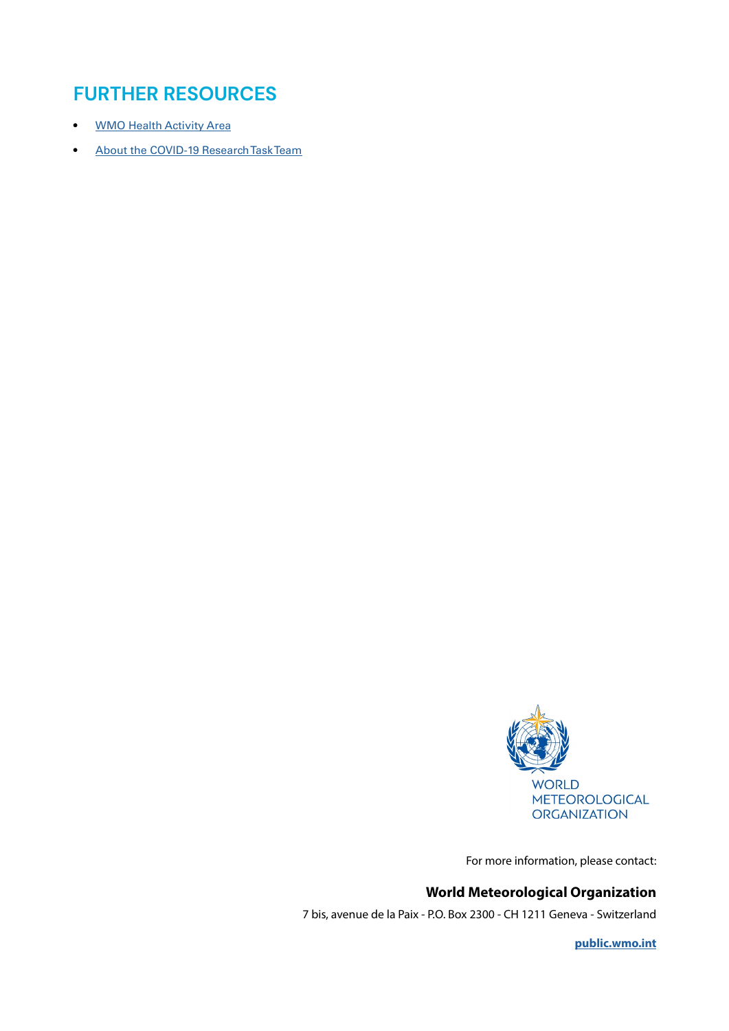## FURTHER RESOURCES

- WMO Health Activity Area
- About the COVID-19 Research Task Team

WORLD
METEOROLOGICAL
ORGANIZATION

For more information, please contact:

**World Meteorological Organization**

7 bis, avenue de la Paix - P.O. Box 2300 - CH 1211 Geneva - Switzerland

**public.wmo.int**